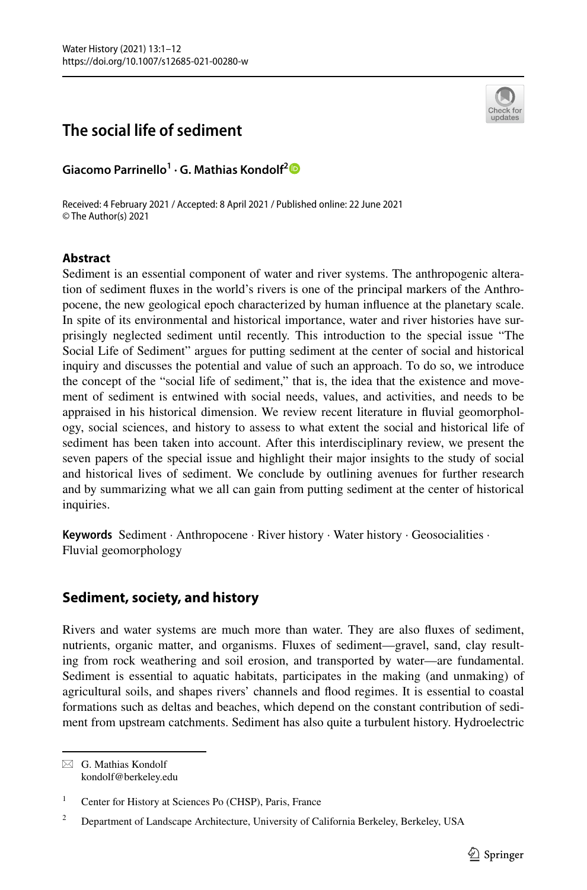# The social life of sediment

**Giacomo Parrinello[1] · G. Mathias Kondolf[2]**

Received: 4 February 2021 / Accepted: 8 April 2021 / Published online: 22 June 2021
© The Author(s) 2021

## Abstract

Sediment is an essential component of water and river systems. The anthropogenic alteration of sediment fluxes in the world's rivers is one of the principal markers of the Anthropocene, the new geological epoch characterized by human influence at the planetary scale. In spite of its environmental and historical importance, water and river histories have surprisingly neglected sediment until recently. This introduction to the special issue "The Social Life of Sediment" argues for putting sediment at the center of social and historical inquiry and discusses the potential and value of such an approach. To do so, we introduce the concept of the "social life of sediment," that is, the idea that the existence and movement of sediment is entwined with social needs, values, and activities, and needs to be appraised in his historical dimension. We review recent literature in fluvial geomorphology, social sciences, and history to assess to what extent the social and historical life of sediment has been taken into account. After this interdisciplinary review, we present the seven papers of the special issue and highlight their major insights to the study of social and historical lives of sediment. We conclude by outlining avenues for further research and by summarizing what we all can gain from putting sediment at the center of historical inquiries.

**Keywords** Sediment · Anthropocene · River history · Water history · Geosocialities · Fluvial geomorphology

## Sediment, society, and history

Rivers and water systems are much more than water. They are also fluxes of sediment, nutrients, organic matter, and organisms. Fluxes of sediment—gravel, sand, clay resulting from rock weathering and soil erosion, and transported by water—are fundamental. Sediment is essential to aquatic habitats, participates in the making (and unmaking) of agricultural soils, and shapes rivers' channels and flood regimes. It is essential to coastal formations such as deltas and beaches, which depend on the constant contribution of sediment from upstream catchments. Sediment has also quite a turbulent history. Hydroelectric

---

✉ G. Mathias Kondolf
kondolf@berkeley.edu

[1] Center for History at Sciences Po (CHSP), Paris, France

[2] Department of Landscape Architecture, University of California Berkeley, Berkeley, USA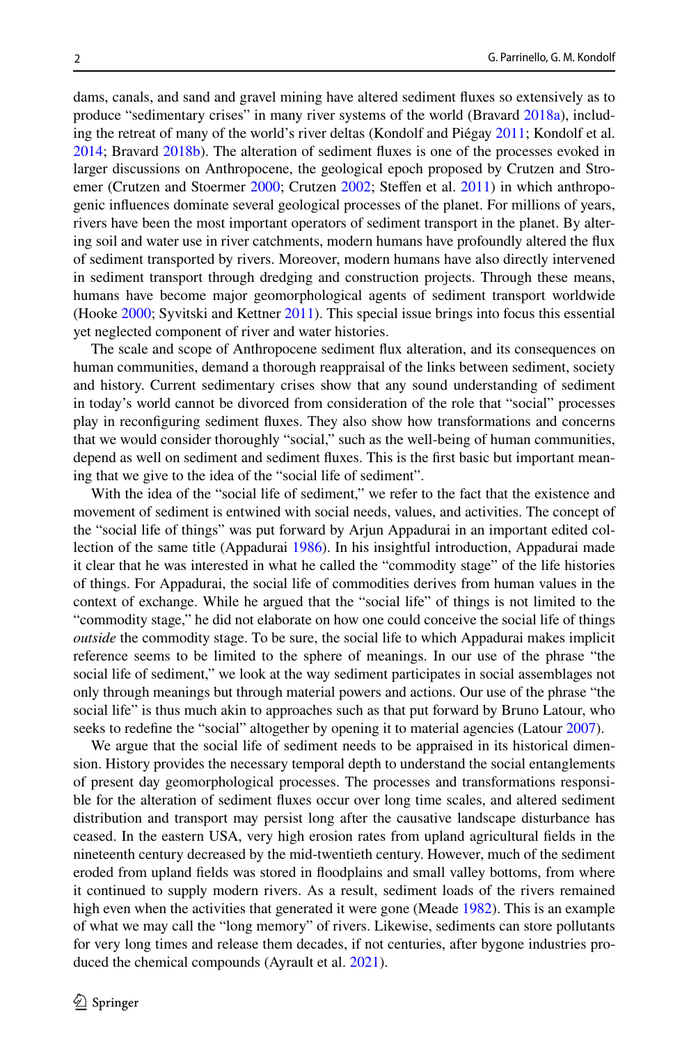dams, canals, and sand and gravel mining have altered sediment fluxes so extensively as to produce "sedimentary crises" in many river systems of the world (Bravard 2018a), including the retreat of many of the world's river deltas (Kondolf and Piégay 2011; Kondolf et al. 2014; Bravard 2018b). The alteration of sediment fluxes is one of the processes evoked in larger discussions on Anthropocene, the geological epoch proposed by Crutzen and Stroemer (Crutzen and Stoermer 2000; Crutzen 2002; Steffen et al. 2011) in which anthropogenic influences dominate several geological processes of the planet. For millions of years, rivers have been the most important operators of sediment transport in the planet. By altering soil and water use in river catchments, modern humans have profoundly altered the flux of sediment transported by rivers. Moreover, modern humans have also directly intervened in sediment transport through dredging and construction projects. Through these means, humans have become major geomorphological agents of sediment transport worldwide (Hooke 2000; Syvitski and Kettner 2011). This special issue brings into focus this essential yet neglected component of river and water histories.

The scale and scope of Anthropocene sediment flux alteration, and its consequences on human communities, demand a thorough reappraisal of the links between sediment, society and history. Current sedimentary crises show that any sound understanding of sediment in today's world cannot be divorced from consideration of the role that "social" processes play in reconfiguring sediment fluxes. They also show how transformations and concerns that we would consider thoroughly "social," such as the well-being of human communities, depend as well on sediment and sediment fluxes. This is the first basic but important meaning that we give to the idea of the "social life of sediment".

With the idea of the "social life of sediment," we refer to the fact that the existence and movement of sediment is entwined with social needs, values, and activities. The concept of the "social life of things" was put forward by Arjun Appadurai in an important edited collection of the same title (Appadurai 1986). In his insightful introduction, Appadurai made it clear that he was interested in what he called the "commodity stage" of the life histories of things. For Appadurai, the social life of commodities derives from human values in the context of exchange. While he argued that the "social life" of things is not limited to the "commodity stage," he did not elaborate on how one could conceive the social life of things *outside* the commodity stage. To be sure, the social life to which Appadurai makes implicit reference seems to be limited to the sphere of meanings. In our use of the phrase "the social life of sediment," we look at the way sediment participates in social assemblages not only through meanings but through material powers and actions. Our use of the phrase "the social life" is thus much akin to approaches such as that put forward by Bruno Latour, who seeks to redefine the "social" altogether by opening it to material agencies (Latour 2007).

We argue that the social life of sediment needs to be appraised in its historical dimension. History provides the necessary temporal depth to understand the social entanglements of present day geomorphological processes. The processes and transformations responsible for the alteration of sediment fluxes occur over long time scales, and altered sediment distribution and transport may persist long after the causative landscape disturbance has ceased. In the eastern USA, very high erosion rates from upland agricultural fields in the nineteenth century decreased by the mid-twentieth century. However, much of the sediment eroded from upland fields was stored in floodplains and small valley bottoms, from where it continued to supply modern rivers. As a result, sediment loads of the rivers remained high even when the activities that generated it were gone (Meade 1982). This is an example of what we may call the "long memory" of rivers. Likewise, sediments can store pollutants for very long times and release them decades, if not centuries, after bygone industries produced the chemical compounds (Ayrault et al. 2021).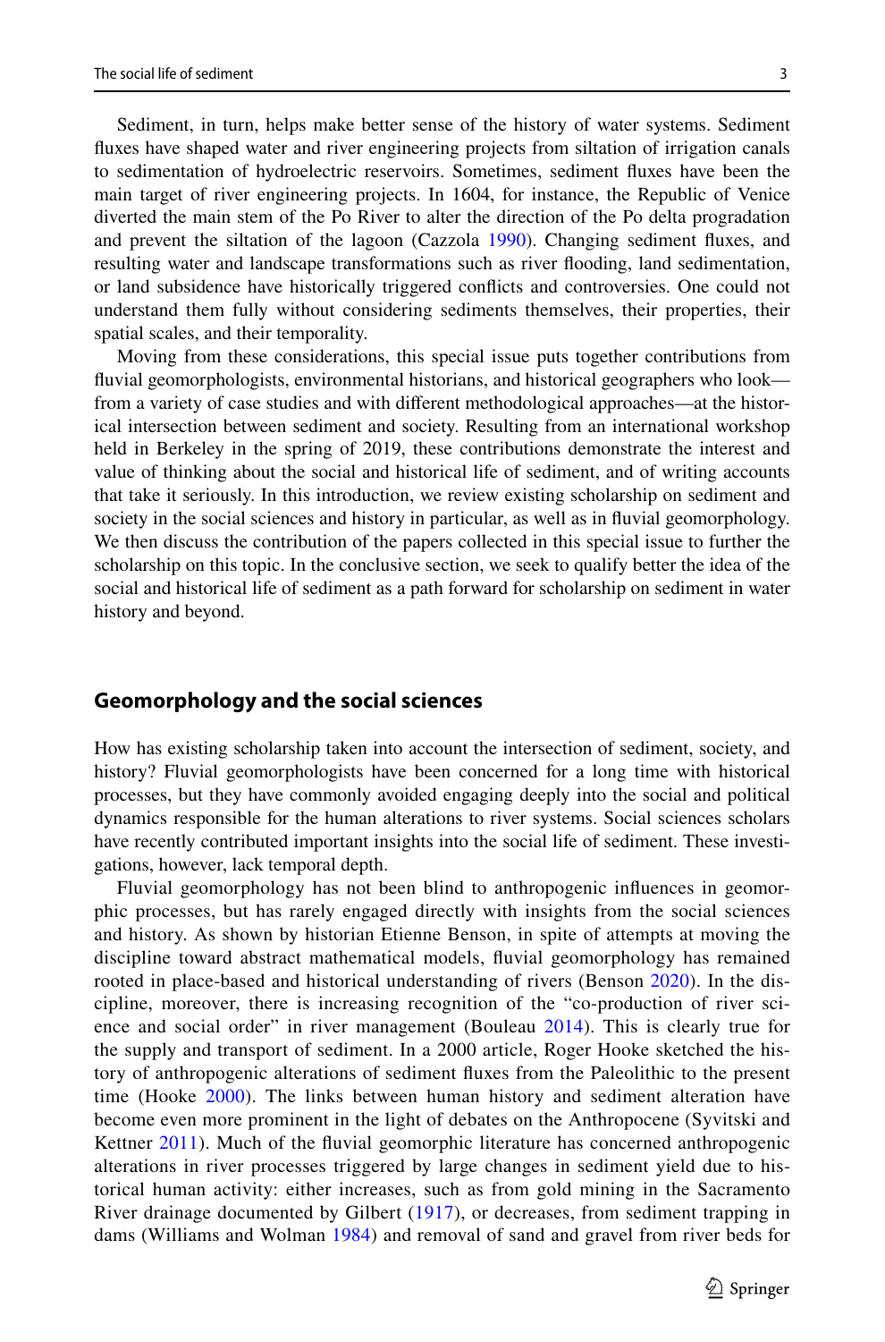Sediment, in turn, helps make better sense of the history of water systems. Sediment fluxes have shaped water and river engineering projects from siltation of irrigation canals to sedimentation of hydroelectric reservoirs. Sometimes, sediment fluxes have been the main target of river engineering projects. In 1604, for instance, the Republic of Venice diverted the main stem of the Po River to alter the direction of the Po delta progradation and prevent the siltation of the lagoon (Cazzola 1990). Changing sediment fluxes, and resulting water and landscape transformations such as river flooding, land sedimentation, or land subsidence have historically triggered conflicts and controversies. One could not understand them fully without considering sediments themselves, their properties, their spatial scales, and their temporality.

Moving from these considerations, this special issue puts together contributions from fluvial geomorphologists, environmental historians, and historical geographers who look—from a variety of case studies and with different methodological approaches—at the historical intersection between sediment and society. Resulting from an international workshop held in Berkeley in the spring of 2019, these contributions demonstrate the interest and value of thinking about the social and historical life of sediment, and of writing accounts that take it seriously. In this introduction, we review existing scholarship on sediment and society in the social sciences and history in particular, as well as in fluvial geomorphology. We then discuss the contribution of the papers collected in this special issue to further the scholarship on this topic. In the conclusive section, we seek to qualify better the idea of the social and historical life of sediment as a path forward for scholarship on sediment in water history and beyond.

## Geomorphology and the social sciences

How has existing scholarship taken into account the intersection of sediment, society, and history? Fluvial geomorphologists have been concerned for a long time with historical processes, but they have commonly avoided engaging deeply into the social and political dynamics responsible for the human alterations to river systems. Social sciences scholars have recently contributed important insights into the social life of sediment. These investigations, however, lack temporal depth.

Fluvial geomorphology has not been blind to anthropogenic influences in geomorphic processes, but has rarely engaged directly with insights from the social sciences and history. As shown by historian Etienne Benson, in spite of attempts at moving the discipline toward abstract mathematical models, fluvial geomorphology has remained rooted in place-based and historical understanding of rivers (Benson 2020). In the discipline, moreover, there is increasing recognition of the "co-production of river science and social order" in river management (Bouleau 2014). This is clearly true for the supply and transport of sediment. In a 2000 article, Roger Hooke sketched the history of anthropogenic alterations of sediment fluxes from the Paleolithic to the present time (Hooke 2000). The links between human history and sediment alteration have become even more prominent in the light of debates on the Anthropocene (Syvitski and Kettner 2011). Much of the fluvial geomorphic literature has concerned anthropogenic alterations in river processes triggered by large changes in sediment yield due to historical human activity: either increases, such as from gold mining in the Sacramento River drainage documented by Gilbert (1917), or decreases, from sediment trapping in dams (Williams and Wolman 1984) and removal of sand and gravel from river beds for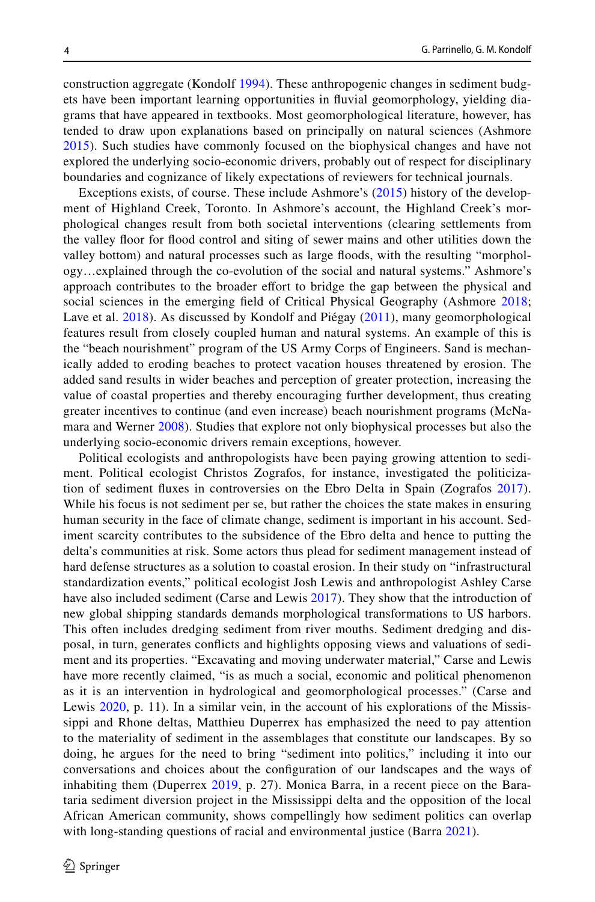construction aggregate (Kondolf 1994). These anthropogenic changes in sediment budgets have been important learning opportunities in fluvial geomorphology, yielding diagrams that have appeared in textbooks. Most geomorphological literature, however, has tended to draw upon explanations based on principally on natural sciences (Ashmore 2015). Such studies have commonly focused on the biophysical changes and have not explored the underlying socio-economic drivers, probably out of respect for disciplinary boundaries and cognizance of likely expectations of reviewers for technical journals.

Exceptions exists, of course. These include Ashmore's (2015) history of the development of Highland Creek, Toronto. In Ashmore's account, the Highland Creek's morphological changes result from both societal interventions (clearing settlements from the valley floor for flood control and siting of sewer mains and other utilities down the valley bottom) and natural processes such as large floods, with the resulting "morphology…explained through the co-evolution of the social and natural systems." Ashmore's approach contributes to the broader effort to bridge the gap between the physical and social sciences in the emerging field of Critical Physical Geography (Ashmore 2018; Lave et al. 2018). As discussed by Kondolf and Piégay (2011), many geomorphological features result from closely coupled human and natural systems. An example of this is the "beach nourishment" program of the US Army Corps of Engineers. Sand is mechanically added to eroding beaches to protect vacation houses threatened by erosion. The added sand results in wider beaches and perception of greater protection, increasing the value of coastal properties and thereby encouraging further development, thus creating greater incentives to continue (and even increase) beach nourishment programs (McNamara and Werner 2008). Studies that explore not only biophysical processes but also the underlying socio-economic drivers remain exceptions, however.

Political ecologists and anthropologists have been paying growing attention to sediment. Political ecologist Christos Zografos, for instance, investigated the politicization of sediment fluxes in controversies on the Ebro Delta in Spain (Zografos 2017). While his focus is not sediment per se, but rather the choices the state makes in ensuring human security in the face of climate change, sediment is important in his account. Sediment scarcity contributes to the subsidence of the Ebro delta and hence to putting the delta's communities at risk. Some actors thus plead for sediment management instead of hard defense structures as a solution to coastal erosion. In their study on "infrastructural standardization events," political ecologist Josh Lewis and anthropologist Ashley Carse have also included sediment (Carse and Lewis 2017). They show that the introduction of new global shipping standards demands morphological transformations to US harbors. This often includes dredging sediment from river mouths. Sediment dredging and disposal, in turn, generates conflicts and highlights opposing views and valuations of sediment and its properties. "Excavating and moving underwater material," Carse and Lewis have more recently claimed, "is as much a social, economic and political phenomenon as it is an intervention in hydrological and geomorphological processes." (Carse and Lewis 2020, p. 11). In a similar vein, in the account of his explorations of the Mississippi and Rhone deltas, Matthieu Duperrex has emphasized the need to pay attention to the materiality of sediment in the assemblages that constitute our landscapes. By so doing, he argues for the need to bring "sediment into politics," including it into our conversations and choices about the configuration of our landscapes and the ways of inhabiting them (Duperrex 2019, p. 27). Monica Barra, in a recent piece on the Barataria sediment diversion project in the Mississippi delta and the opposition of the local African American community, shows compellingly how sediment politics can overlap with long-standing questions of racial and environmental justice (Barra 2021).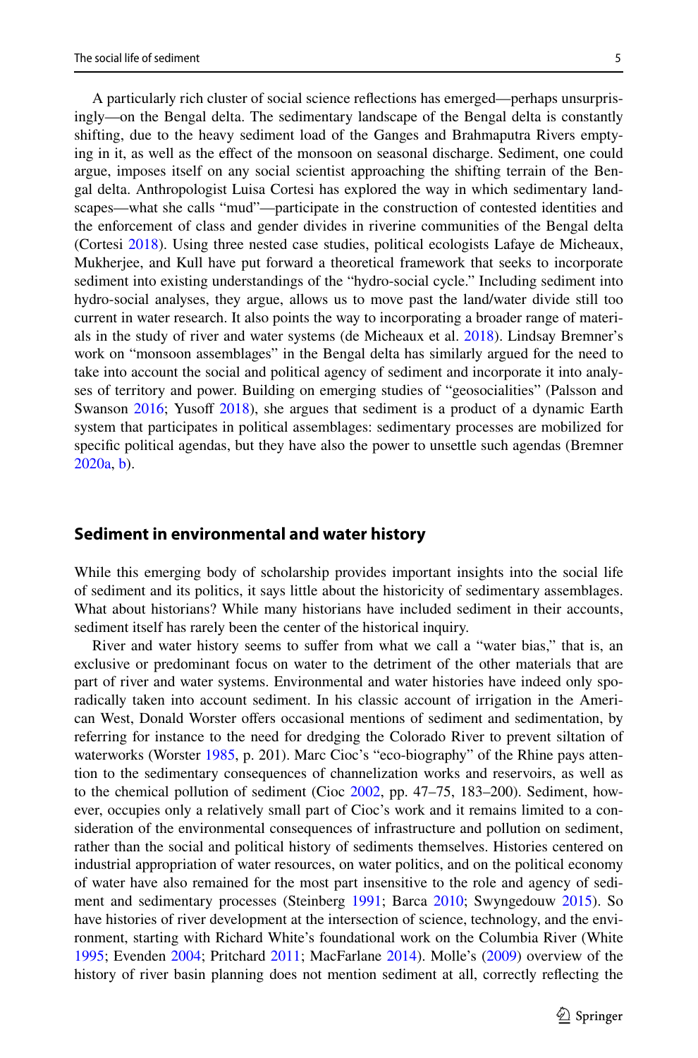A particularly rich cluster of social science reflections has emerged—perhaps unsurprisingly—on the Bengal delta. The sedimentary landscape of the Bengal delta is constantly shifting, due to the heavy sediment load of the Ganges and Brahmaputra Rivers emptying in it, as well as the effect of the monsoon on seasonal discharge. Sediment, one could argue, imposes itself on any social scientist approaching the shifting terrain of the Bengal delta. Anthropologist Luisa Cortesi has explored the way in which sedimentary landscapes—what she calls "mud"—participate in the construction of contested identities and the enforcement of class and gender divides in riverine communities of the Bengal delta (Cortesi 2018). Using three nested case studies, political ecologists Lafaye de Micheaux, Mukherjee, and Kull have put forward a theoretical framework that seeks to incorporate sediment into existing understandings of the "hydro-social cycle." Including sediment into hydro-social analyses, they argue, allows us to move past the land/water divide still too current in water research. It also points the way to incorporating a broader range of materials in the study of river and water systems (de Micheaux et al. 2018). Lindsay Bremner's work on "monsoon assemblages" in the Bengal delta has similarly argued for the need to take into account the social and political agency of sediment and incorporate it into analyses of territory and power. Building on emerging studies of "geosocialities" (Palsson and Swanson 2016; Yusoff 2018), she argues that sediment is a product of a dynamic Earth system that participates in political assemblages: sedimentary processes are mobilized for specific political agendas, but they have also the power to unsettle such agendas (Bremner 2020a, b).

## Sediment in environmental and water history

While this emerging body of scholarship provides important insights into the social life of sediment and its politics, it says little about the historicity of sedimentary assemblages. What about historians? While many historians have included sediment in their accounts, sediment itself has rarely been the center of the historical inquiry.

River and water history seems to suffer from what we call a "water bias," that is, an exclusive or predominant focus on water to the detriment of the other materials that are part of river and water systems. Environmental and water histories have indeed only sporadically taken into account sediment. In his classic account of irrigation in the American West, Donald Worster offers occasional mentions of sediment and sedimentation, by referring for instance to the need for dredging the Colorado River to prevent siltation of waterworks (Worster 1985, p. 201). Marc Cioc's "eco-biography" of the Rhine pays attention to the sedimentary consequences of channelization works and reservoirs, as well as to the chemical pollution of sediment (Cioc 2002, pp. 47–75, 183–200). Sediment, however, occupies only a relatively small part of Cioc's work and it remains limited to a consideration of the environmental consequences of infrastructure and pollution on sediment, rather than the social and political history of sediments themselves. Histories centered on industrial appropriation of water resources, on water politics, and on the political economy of water have also remained for the most part insensitive to the role and agency of sediment and sedimentary processes (Steinberg 1991; Barca 2010; Swyngedouw 2015). So have histories of river development at the intersection of science, technology, and the environment, starting with Richard White's foundational work on the Columbia River (White 1995; Evenden 2004; Pritchard 2011; MacFarlane 2014). Molle's (2009) overview of the history of river basin planning does not mention sediment at all, correctly reflecting the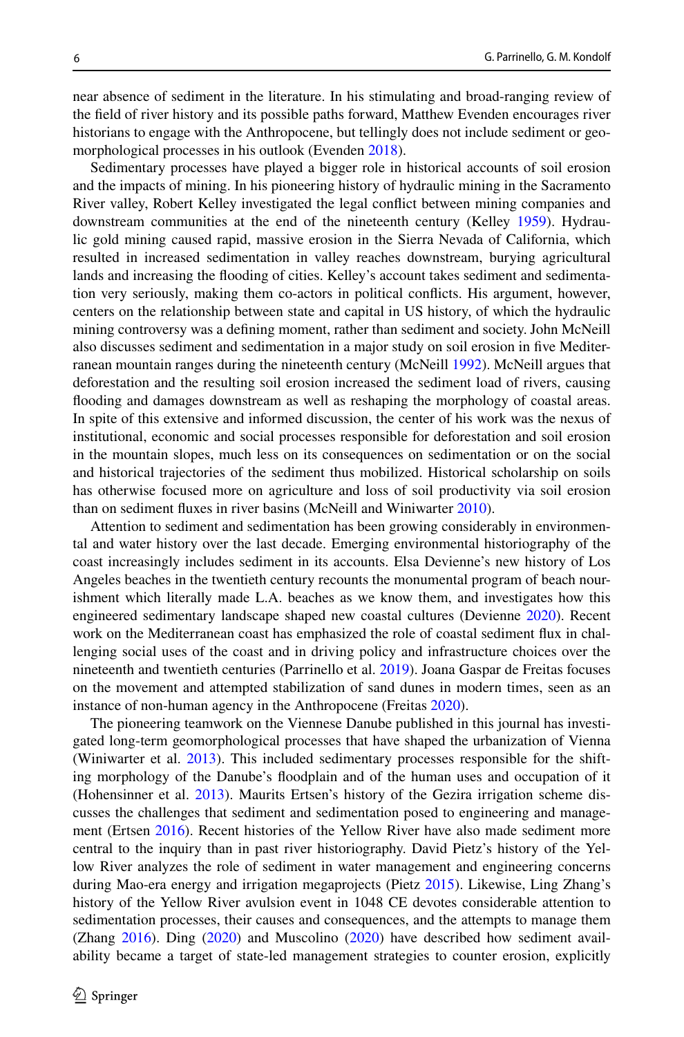near absence of sediment in the literature. In his stimulating and broad-ranging review of the field of river history and its possible paths forward, Matthew Evenden encourages river historians to engage with the Anthropocene, but tellingly does not include sediment or geomorphological processes in his outlook (Evenden 2018).

Sedimentary processes have played a bigger role in historical accounts of soil erosion and the impacts of mining. In his pioneering history of hydraulic mining in the Sacramento River valley, Robert Kelley investigated the legal conflict between mining companies and downstream communities at the end of the nineteenth century (Kelley 1959). Hydraulic gold mining caused rapid, massive erosion in the Sierra Nevada of California, which resulted in increased sedimentation in valley reaches downstream, burying agricultural lands and increasing the flooding of cities. Kelley's account takes sediment and sedimentation very seriously, making them co-actors in political conflicts. His argument, however, centers on the relationship between state and capital in US history, of which the hydraulic mining controversy was a defining moment, rather than sediment and society. John McNeill also discusses sediment and sedimentation in a major study on soil erosion in five Mediterranean mountain ranges during the nineteenth century (McNeill 1992). McNeill argues that deforestation and the resulting soil erosion increased the sediment load of rivers, causing flooding and damages downstream as well as reshaping the morphology of coastal areas. In spite of this extensive and informed discussion, the center of his work was the nexus of institutional, economic and social processes responsible for deforestation and soil erosion in the mountain slopes, much less on its consequences on sedimentation or on the social and historical trajectories of the sediment thus mobilized. Historical scholarship on soils has otherwise focused more on agriculture and loss of soil productivity via soil erosion than on sediment fluxes in river basins (McNeill and Winiwarter 2010).

Attention to sediment and sedimentation has been growing considerably in environmental and water history over the last decade. Emerging environmental historiography of the coast increasingly includes sediment in its accounts. Elsa Devienne's new history of Los Angeles beaches in the twentieth century recounts the monumental program of beach nourishment which literally made L.A. beaches as we know them, and investigates how this engineered sedimentary landscape shaped new coastal cultures (Devienne 2020). Recent work on the Mediterranean coast has emphasized the role of coastal sediment flux in challenging social uses of the coast and in driving policy and infrastructure choices over the nineteenth and twentieth centuries (Parrinello et al. 2019). Joana Gaspar de Freitas focuses on the movement and attempted stabilization of sand dunes in modern times, seen as an instance of non-human agency in the Anthropocene (Freitas 2020).

The pioneering teamwork on the Viennese Danube published in this journal has investigated long-term geomorphological processes that have shaped the urbanization of Vienna (Winiwarter et al. 2013). This included sedimentary processes responsible for the shifting morphology of the Danube's floodplain and of the human uses and occupation of it (Hohensinner et al. 2013). Maurits Ertsen's history of the Gezira irrigation scheme discusses the challenges that sediment and sedimentation posed to engineering and management (Ertsen 2016). Recent histories of the Yellow River have also made sediment more central to the inquiry than in past river historiography. David Pietz's history of the Yellow River analyzes the role of sediment in water management and engineering concerns during Mao-era energy and irrigation megaprojects (Pietz 2015). Likewise, Ling Zhang's history of the Yellow River avulsion event in 1048 CE devotes considerable attention to sedimentation processes, their causes and consequences, and the attempts to manage them (Zhang 2016). Ding (2020) and Muscolino (2020) have described how sediment availability became a target of state-led management strategies to counter erosion, explicitly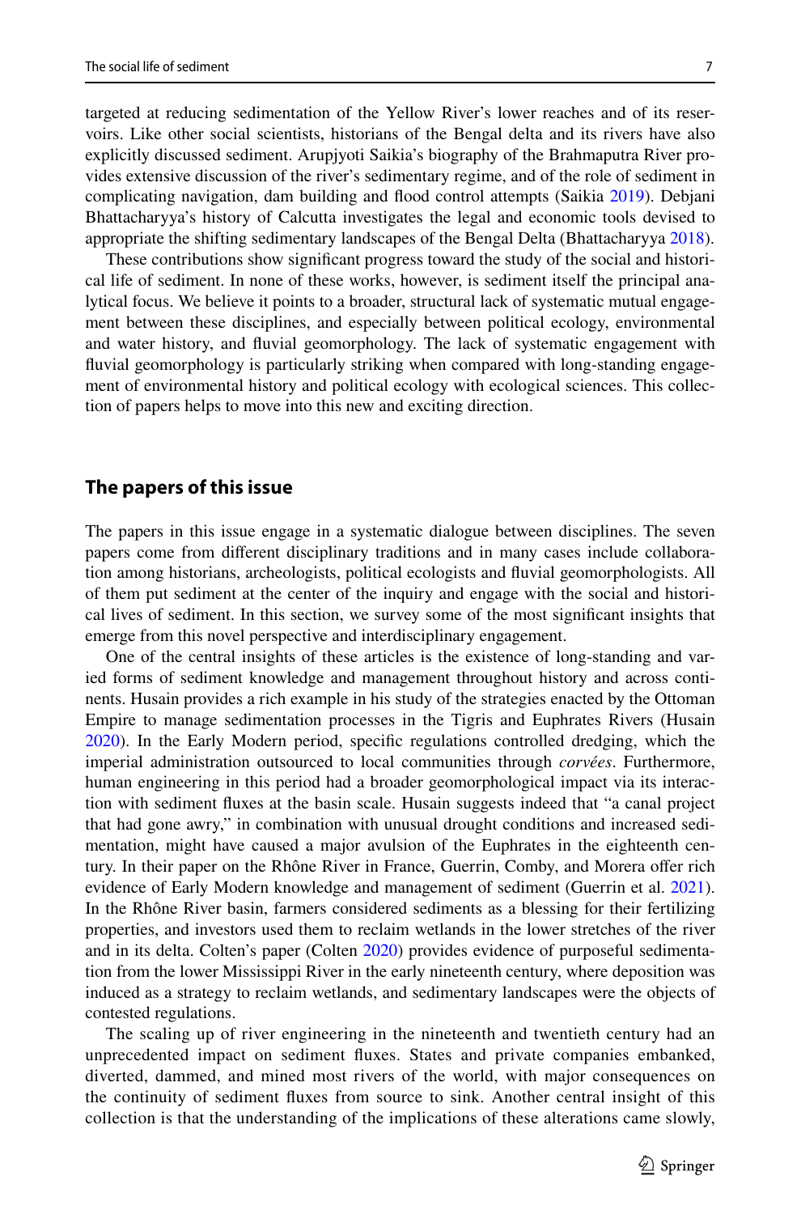targeted at reducing sedimentation of the Yellow River's lower reaches and of its reservoirs. Like other social scientists, historians of the Bengal delta and its rivers have also explicitly discussed sediment. Arupjyoti Saikia's biography of the Brahmaputra River provides extensive discussion of the river's sedimentary regime, and of the role of sediment in complicating navigation, dam building and flood control attempts (Saikia 2019). Debjani Bhattacharyya's history of Calcutta investigates the legal and economic tools devised to appropriate the shifting sedimentary landscapes of the Bengal Delta (Bhattacharyya 2018).

These contributions show significant progress toward the study of the social and historical life of sediment. In none of these works, however, is sediment itself the principal analytical focus. We believe it points to a broader, structural lack of systematic mutual engagement between these disciplines, and especially between political ecology, environmental and water history, and fluvial geomorphology. The lack of systematic engagement with fluvial geomorphology is particularly striking when compared with long-standing engagement of environmental history and political ecology with ecological sciences. This collection of papers helps to move into this new and exciting direction.

## The papers of this issue

The papers in this issue engage in a systematic dialogue between disciplines. The seven papers come from different disciplinary traditions and in many cases include collaboration among historians, archeologists, political ecologists and fluvial geomorphologists. All of them put sediment at the center of the inquiry and engage with the social and historical lives of sediment. In this section, we survey some of the most significant insights that emerge from this novel perspective and interdisciplinary engagement.

One of the central insights of these articles is the existence of long-standing and varied forms of sediment knowledge and management throughout history and across continents. Husain provides a rich example in his study of the strategies enacted by the Ottoman Empire to manage sedimentation processes in the Tigris and Euphrates Rivers (Husain 2020). In the Early Modern period, specific regulations controlled dredging, which the imperial administration outsourced to local communities through *corvées*. Furthermore, human engineering in this period had a broader geomorphological impact via its interaction with sediment fluxes at the basin scale. Husain suggests indeed that "a canal project that had gone awry," in combination with unusual drought conditions and increased sedimentation, might have caused a major avulsion of the Euphrates in the eighteenth century. In their paper on the Rhône River in France, Guerrin, Comby, and Morera offer rich evidence of Early Modern knowledge and management of sediment (Guerrin et al. 2021). In the Rhône River basin, farmers considered sediments as a blessing for their fertilizing properties, and investors used them to reclaim wetlands in the lower stretches of the river and in its delta. Colten's paper (Colten 2020) provides evidence of purposeful sedimentation from the lower Mississippi River in the early nineteenth century, where deposition was induced as a strategy to reclaim wetlands, and sedimentary landscapes were the objects of contested regulations.

The scaling up of river engineering in the nineteenth and twentieth century had an unprecedented impact on sediment fluxes. States and private companies embanked, diverted, dammed, and mined most rivers of the world, with major consequences on the continuity of sediment fluxes from source to sink. Another central insight of this collection is that the understanding of the implications of these alterations came slowly,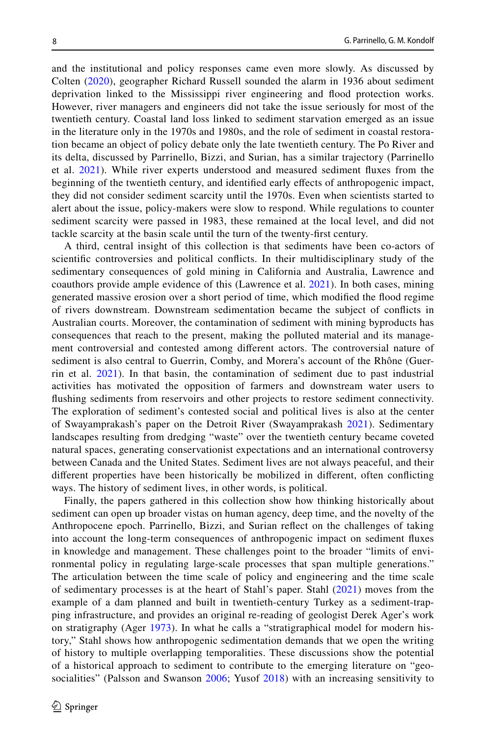and the institutional and policy responses came even more slowly. As discussed by Colten (2020), geographer Richard Russell sounded the alarm in 1936 about sediment deprivation linked to the Mississippi river engineering and flood protection works. However, river managers and engineers did not take the issue seriously for most of the twentieth century. Coastal land loss linked to sediment starvation emerged as an issue in the literature only in the 1970s and 1980s, and the role of sediment in coastal restoration became an object of policy debate only the late twentieth century. The Po River and its delta, discussed by Parrinello, Bizzi, and Surian, has a similar trajectory (Parrinello et al. 2021). While river experts understood and measured sediment fluxes from the beginning of the twentieth century, and identified early effects of anthropogenic impact, they did not consider sediment scarcity until the 1970s. Even when scientists started to alert about the issue, policy-makers were slow to respond. While regulations to counter sediment scarcity were passed in 1983, these remained at the local level, and did not tackle scarcity at the basin scale until the turn of the twenty-first century.

A third, central insight of this collection is that sediments have been co-actors of scientific controversies and political conflicts. In their multidisciplinary study of the sedimentary consequences of gold mining in California and Australia, Lawrence and coauthors provide ample evidence of this (Lawrence et al. 2021). In both cases, mining generated massive erosion over a short period of time, which modified the flood regime of rivers downstream. Downstream sedimentation became the subject of conflicts in Australian courts. Moreover, the contamination of sediment with mining byproducts has consequences that reach to the present, making the polluted material and its management controversial and contested among different actors. The controversial nature of sediment is also central to Guerrin, Comby, and Morera's account of the Rhône (Guerrin et al. 2021). In that basin, the contamination of sediment due to past industrial activities has motivated the opposition of farmers and downstream water users to flushing sediments from reservoirs and other projects to restore sediment connectivity. The exploration of sediment's contested social and political lives is also at the center of Swayamprakash's paper on the Detroit River (Swayamprakash 2021). Sedimentary landscapes resulting from dredging "waste" over the twentieth century became coveted natural spaces, generating conservationist expectations and an international controversy between Canada and the United States. Sediment lives are not always peaceful, and their different properties have been historically be mobilized in different, often conflicting ways. The history of sediment lives, in other words, is political.

Finally, the papers gathered in this collection show how thinking historically about sediment can open up broader vistas on human agency, deep time, and the novelty of the Anthropocene epoch. Parrinello, Bizzi, and Surian reflect on the challenges of taking into account the long-term consequences of anthropogenic impact on sediment fluxes in knowledge and management. These challenges point to the broader "limits of environmental policy in regulating large-scale processes that span multiple generations." The articulation between the time scale of policy and engineering and the time scale of sedimentary processes is at the heart of Stahl's paper. Stahl (2021) moves from the example of a dam planned and built in twentieth-century Turkey as a sediment-trapping infrastructure, and provides an original re-reading of geologist Derek Ager's work on stratigraphy (Ager 1973). In what he calls a "stratigraphical model for modern history," Stahl shows how anthropogenic sedimentation demands that we open the writing of history to multiple overlapping temporalities. These discussions show the potential of a historical approach to sediment to contribute to the emerging literature on "geo-socialities" (Palsson and Swanson 2006; Yusof 2018) with an increasing sensitivity to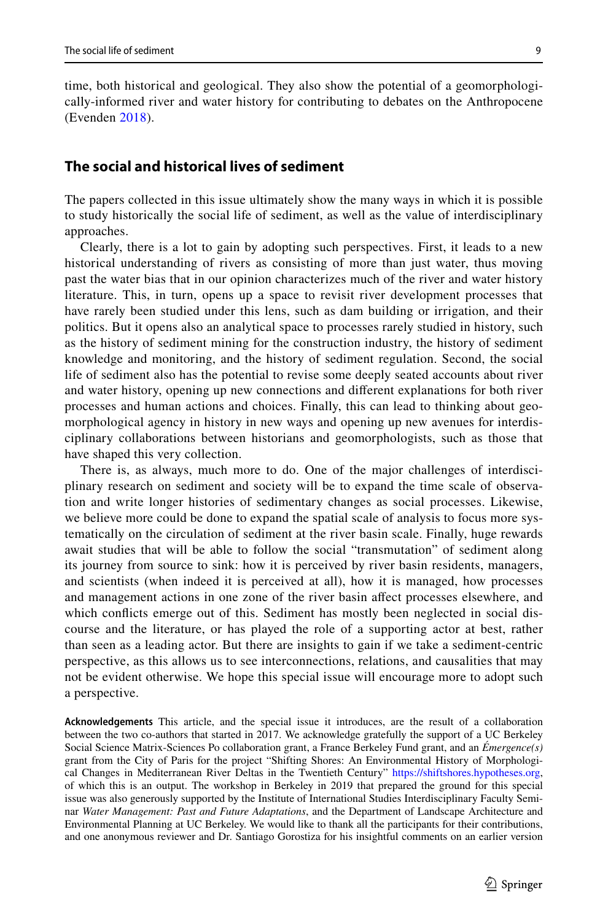time, both historical and geological. They also show the potential of a geomorphologically-informed river and water history for contributing to debates on the Anthropocene (Evenden 2018).

## The social and historical lives of sediment

The papers collected in this issue ultimately show the many ways in which it is possible to study historically the social life of sediment, as well as the value of interdisciplinary approaches.

Clearly, there is a lot to gain by adopting such perspectives. First, it leads to a new historical understanding of rivers as consisting of more than just water, thus moving past the water bias that in our opinion characterizes much of the river and water history literature. This, in turn, opens up a space to revisit river development processes that have rarely been studied under this lens, such as dam building or irrigation, and their politics. But it opens also an analytical space to processes rarely studied in history, such as the history of sediment mining for the construction industry, the history of sediment knowledge and monitoring, and the history of sediment regulation. Second, the social life of sediment also has the potential to revise some deeply seated accounts about river and water history, opening up new connections and different explanations for both river processes and human actions and choices. Finally, this can lead to thinking about geomorphological agency in history in new ways and opening up new avenues for interdisciplinary collaborations between historians and geomorphologists, such as those that have shaped this very collection.

There is, as always, much more to do. One of the major challenges of interdisciplinary research on sediment and society will be to expand the time scale of observation and write longer histories of sedimentary changes as social processes. Likewise, we believe more could be done to expand the spatial scale of analysis to focus more systematically on the circulation of sediment at the river basin scale. Finally, huge rewards await studies that will be able to follow the social "transmutation" of sediment along its journey from source to sink: how it is perceived by river basin residents, managers, and scientists (when indeed it is perceived at all), how it is managed, how processes and management actions in one zone of the river basin affect processes elsewhere, and which conflicts emerge out of this. Sediment has mostly been neglected in social discourse and the literature, or has played the role of a supporting actor at best, rather than seen as a leading actor. But there are insights to gain if we take a sediment-centric perspective, as this allows us to see interconnections, relations, and causalities that may not be evident otherwise. We hope this special issue will encourage more to adopt such a perspective.

**Acknowledgements** This article, and the special issue it introduces, are the result of a collaboration between the two co-authors that started in 2017. We acknowledge gratefully the support of a UC Berkeley Social Science Matrix-Sciences Po collaboration grant, a France Berkeley Fund grant, and an *Émergence(s)* grant from the City of Paris for the project "Shifting Shores: An Environmental History of Morphological Changes in Mediterranean River Deltas in the Twentieth Century" https://shiftshores.hypotheses.org, of which this is an output. The workshop in Berkeley in 2019 that prepared the ground for this special issue was also generously supported by the Institute of International Studies Interdisciplinary Faculty Seminar *Water Management: Past and Future Adaptations*, and the Department of Landscape Architecture and Environmental Planning at UC Berkeley. We would like to thank all the participants for their contributions, and one anonymous reviewer and Dr. Santiago Gorostiza for his insightful comments on an earlier version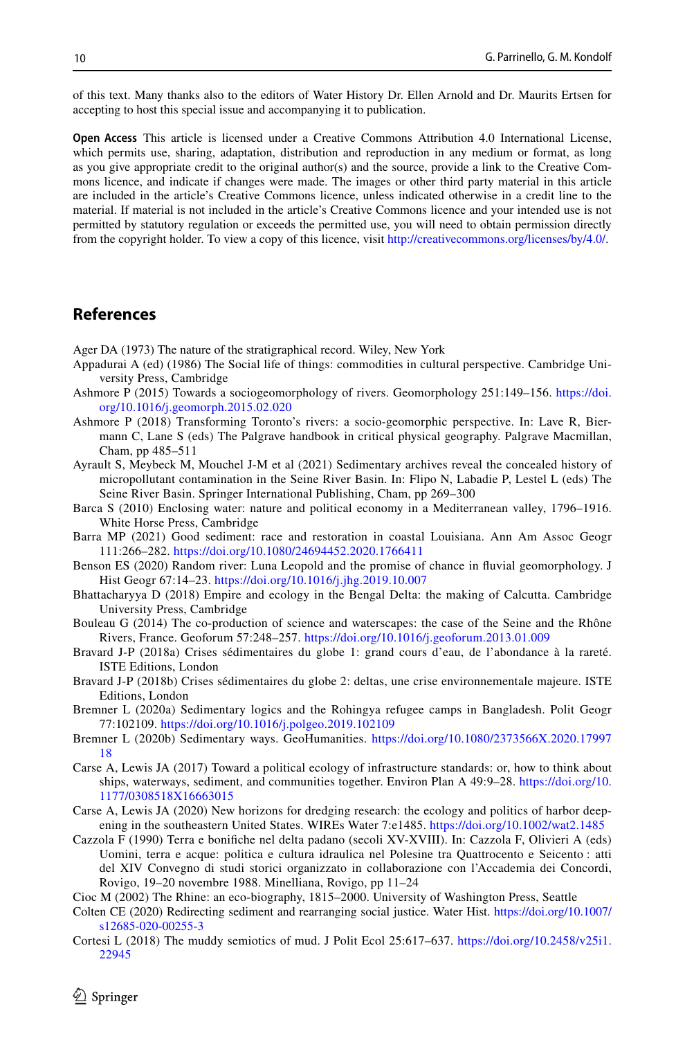of this text. Many thanks also to the editors of Water History Dr. Ellen Arnold and Dr. Maurits Ertsen for accepting to host this special issue and accompanying it to publication.

**Open Access** This article is licensed under a Creative Commons Attribution 4.0 International License, which permits use, sharing, adaptation, distribution and reproduction in any medium or format, as long as you give appropriate credit to the original author(s) and the source, provide a link to the Creative Commons licence, and indicate if changes were made. The images or other third party material in this article are included in the article's Creative Commons licence, unless indicated otherwise in a credit line to the material. If material is not included in the article's Creative Commons licence and your intended use is not permitted by statutory regulation or exceeds the permitted use, you will need to obtain permission directly from the copyright holder. To view a copy of this licence, visit http://creativecommons.org/licenses/by/4.0/.

## References

Ager DA (1973) The nature of the stratigraphical record. Wiley, New York

Appadurai A (ed) (1986) The Social life of things: commodities in cultural perspective. Cambridge University Press, Cambridge

Ashmore P (2015) Towards a sociogeomorphology of rivers. Geomorphology 251:149–156. https://doi.org/10.1016/j.geomorph.2015.02.020

Ashmore P (2018) Transforming Toronto's rivers: a socio-geomorphic perspective. In: Lave R, Biermann C, Lane S (eds) The Palgrave handbook in critical physical geography. Palgrave Macmillan, Cham, pp 485–511

Ayrault S, Meybeck M, Mouchel J-M et al (2021) Sedimentary archives reveal the concealed history of micropollutant contamination in the Seine River Basin. In: Flipo N, Labadie P, Lestel L (eds) The Seine River Basin. Springer International Publishing, Cham, pp 269–300

Barca S (2010) Enclosing water: nature and political economy in a Mediterranean valley, 1796–1916. White Horse Press, Cambridge

Barra MP (2021) Good sediment: race and restoration in coastal Louisiana. Ann Am Assoc Geogr 111:266–282. https://doi.org/10.1080/24694452.2020.1766411

Benson ES (2020) Random river: Luna Leopold and the promise of chance in fluvial geomorphology. J Hist Geogr 67:14–23. https://doi.org/10.1016/j.jhg.2019.10.007

Bhattacharyya D (2018) Empire and ecology in the Bengal Delta: the making of Calcutta. Cambridge University Press, Cambridge

Bouleau G (2014) The co-production of science and waterscapes: the case of the Seine and the Rhône Rivers, France. Geoforum 57:248–257. https://doi.org/10.1016/j.geoforum.2013.01.009

Bravard J-P (2018a) Crises sédimentaires du globe 1: grand cours d'eau, de l'abondance à la rareté. ISTE Editions, London

Bravard J-P (2018b) Crises sédimentaires du globe 2: deltas, une crise environnementale majeure. ISTE Editions, London

Bremner L (2020a) Sedimentary logics and the Rohingya refugee camps in Bangladesh. Polit Geogr 77:102109. https://doi.org/10.1016/j.polgeo.2019.102109

Bremner L (2020b) Sedimentary ways. GeoHumanities. https://doi.org/10.1080/2373566X.2020.1799718

Carse A, Lewis JA (2017) Toward a political ecology of infrastructure standards: or, how to think about ships, waterways, sediment, and communities together. Environ Plan A 49:9–28. https://doi.org/10.1177/0308518X16663015

Carse A, Lewis JA (2020) New horizons for dredging research: the ecology and politics of harbor deepening in the southeastern United States. WIREs Water 7:e1485. https://doi.org/10.1002/wat2.1485

Cazzola F (1990) Terra e bonifiche nel delta padano (secoli XV-XVIII). In: Cazzola F, Olivieri A (eds) Uomini, terra e acque: politica e cultura idraulica nel Polesine tra Quattrocento e Seicento : atti del XIV Convegno di studi storici organizzato in collaborazione con l'Accademia dei Concordi, Rovigo, 19–20 novembre 1988. Minelliana, Rovigo, pp 11–24

Cioc M (2002) The Rhine: an eco-biography, 1815–2000. University of Washington Press, Seattle

Colten CE (2020) Redirecting sediment and rearranging social justice. Water Hist. https://doi.org/10.1007/s12685-020-00255-3

Cortesi L (2018) The muddy semiotics of mud. J Polit Ecol 25:617–637. https://doi.org/10.2458/v25i1.22945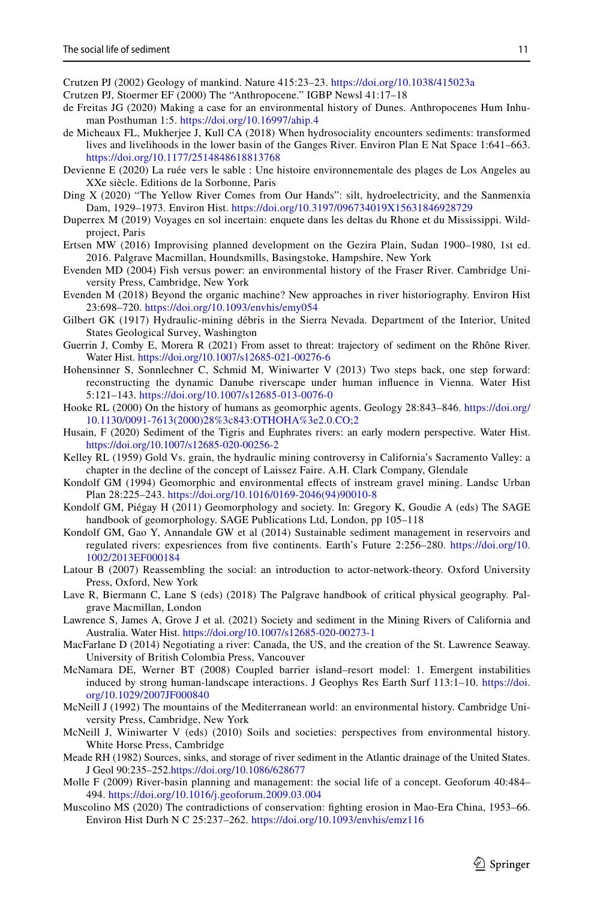Crutzen PJ (2002) Geology of mankind. Nature 415:23–23. https://doi.org/10.1038/415023a

Crutzen PJ, Stoermer EF (2000) The "Anthropocene." IGBP Newsl 41:17–18

de Freitas JG (2020) Making a case for an environmental history of Dunes. Anthropocenes Hum Inhuman Posthuman 1:5. https://doi.org/10.16997/ahip.4

de Micheaux FL, Mukherjee J, Kull CA (2018) When hydrosociality encounters sediments: transformed lives and livelihoods in the lower basin of the Ganges River. Environ Plan E Nat Space 1:641–663. https://doi.org/10.1177/2514848618813768

Devienne E (2020) La ruée vers le sable : Une histoire environnementale des plages de Los Angeles au XXe siècle. Editions de la Sorbonne, Paris

Ding X (2020) "The Yellow River Comes from Our Hands": silt, hydroelectricity, and the Sanmenxia Dam, 1929–1973. Environ Hist. https://doi.org/10.3197/096734019X15631846928729

Duperrex M (2019) Voyages en sol incertain: enquete dans les deltas du Rhone et du Mississippi. Wildproject, Paris

Ertsen MW (2016) Improvising planned development on the Gezira Plain, Sudan 1900–1980, 1st ed. 2016. Palgrave Macmillan, Houndsmills, Basingstoke, Hampshire, New York

Evenden MD (2004) Fish versus power: an environmental history of the Fraser River. Cambridge University Press, Cambridge, New York

Evenden M (2018) Beyond the organic machine? New approaches in river historiography. Environ Hist 23:698–720. https://doi.org/10.1093/envhis/emy054

Gilbert GK (1917) Hydraulic-mining débris in the Sierra Nevada. Department of the Interior, United States Geological Survey, Washington

Guerrin J, Comby E, Morera R (2021) From asset to threat: trajectory of sediment on the Rhône River. Water Hist. https://doi.org/10.1007/s12685-021-00276-6

Hohensinner S, Sonnlechner C, Schmid M, Winiwarter V (2013) Two steps back, one step forward: reconstructing the dynamic Danube riverscape under human influence in Vienna. Water Hist 5:121–143. https://doi.org/10.1007/s12685-013-0076-0

Hooke RL (2000) On the history of humans as geomorphic agents. Geology 28:843–846. https://doi.org/10.1130/0091-7613(2000)28%3c843:OTHOHA%3e2.0.CO;2

Husain, F (2020) Sediment of the Tigris and Euphrates rivers: an early modern perspective. Water Hist. https://doi.org/10.1007/s12685-020-00256-2

Kelley RL (1959) Gold Vs. grain, the hydraulic mining controversy in California's Sacramento Valley: a chapter in the decline of the concept of Laissez Faire. A.H. Clark Company, Glendale

Kondolf GM (1994) Geomorphic and environmental effects of instream gravel mining. Landsc Urban Plan 28:225–243. https://doi.org/10.1016/0169-2046(94)90010-8

Kondolf GM, Piégay H (2011) Geomorphology and society. In: Gregory K, Goudie A (eds) The SAGE handbook of geomorphology. SAGE Publications Ltd, London, pp 105–118

Kondolf GM, Gao Y, Annandale GW et al (2014) Sustainable sediment management in reservoirs and regulated rivers: expesriences from five continents. Earth's Future 2:256–280. https://doi.org/10.1002/2013EF000184

Latour B (2007) Reassembling the social: an introduction to actor-network-theory. Oxford University Press, Oxford, New York

Lave R, Biermann C, Lane S (eds) (2018) The Palgrave handbook of critical physical geography. Palgrave Macmillan, London

Lawrence S, James A, Grove J et al. (2021) Society and sediment in the Mining Rivers of California and Australia. Water Hist. https://doi.org/10.1007/s12685-020-00273-1

MacFarlane D (2014) Negotiating a river: Canada, the US, and the creation of the St. Lawrence Seaway. University of British Colombia Press, Vancouver

McNamara DE, Werner BT (2008) Coupled barrier island–resort model: 1. Emergent instabilities induced by strong human-landscape interactions. J Geophys Res Earth Surf 113:1–10. https://doi.org/10.1029/2007JF000840

McNeill J (1992) The mountains of the Mediterranean world: an environmental history. Cambridge University Press, Cambridge, New York

McNeill J, Winiwarter V (eds) (2010) Soils and societies: perspectives from environmental history. White Horse Press, Cambridge

Meade RH (1982) Sources, sinks, and storage of river sediment in the Atlantic drainage of the United States. J Geol 90:235–252.https://doi.org/10.1086/628677

Molle F (2009) River-basin planning and management: the social life of a concept. Geoforum 40:484–494. https://doi.org/10.1016/j.geoforum.2009.03.004

Muscolino MS (2020) The contradictions of conservation: fighting erosion in Mao-Era China, 1953–66. Environ Hist Durh N C 25:237–262. https://doi.org/10.1093/envhis/emz116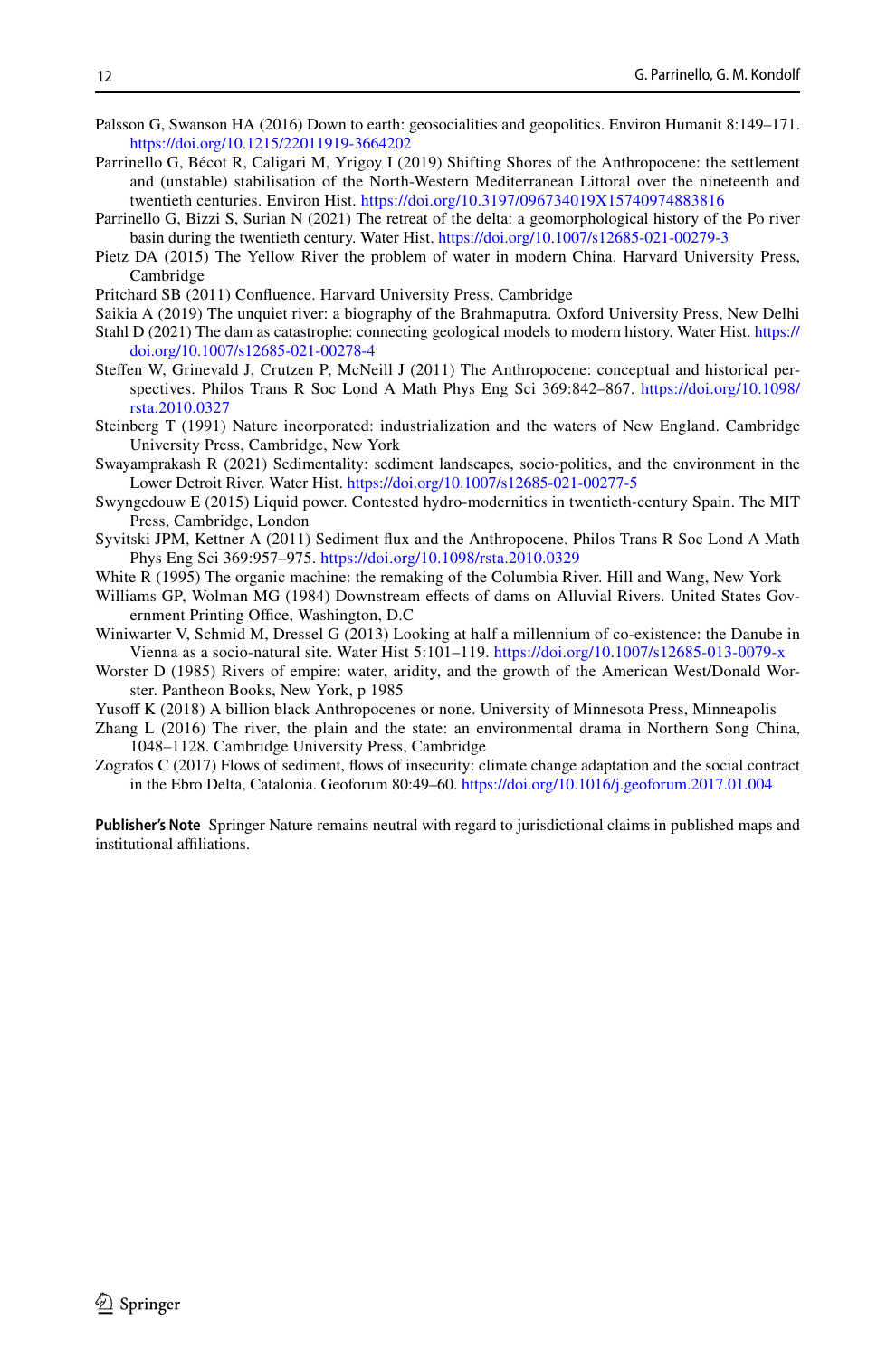Palsson G, Swanson HA (2016) Down to earth: geosocialities and geopolitics. Environ Humanit 8:149–171. https://doi.org/10.1215/22011919-3664202

Parrinello G, Bécot R, Caligari M, Yrigoy I (2019) Shifting Shores of the Anthropocene: the settlement and (unstable) stabilisation of the North-Western Mediterranean Littoral over the nineteenth and twentieth centuries. Environ Hist. https://doi.org/10.3197/096734019X15740974883816

Parrinello G, Bizzi S, Surian N (2021) The retreat of the delta: a geomorphological history of the Po river basin during the twentieth century. Water Hist. https://doi.org/10.1007/s12685-021-00279-3

Pietz DA (2015) The Yellow River the problem of water in modern China. Harvard University Press, Cambridge

Pritchard SB (2011) Confluence. Harvard University Press, Cambridge

Saikia A (2019) The unquiet river: a biography of the Brahmaputra. Oxford University Press, New Delhi

Stahl D (2021) The dam as catastrophe: connecting geological models to modern history. Water Hist. https://doi.org/10.1007/s12685-021-00278-4

Steffen W, Grinevald J, Crutzen P, McNeill J (2011) The Anthropocene: conceptual and historical perspectives. Philos Trans R Soc Lond A Math Phys Eng Sci 369:842–867. https://doi.org/10.1098/rsta.2010.0327

Steinberg T (1991) Nature incorporated: industrialization and the waters of New England. Cambridge University Press, Cambridge, New York

Swayamprakash R (2021) Sedimentality: sediment landscapes, socio-politics, and the environment in the Lower Detroit River. Water Hist. https://doi.org/10.1007/s12685-021-00277-5

Swyngedouw E (2015) Liquid power. Contested hydro-modernities in twentieth-century Spain. The MIT Press, Cambridge, London

Syvitski JPM, Kettner A (2011) Sediment flux and the Anthropocene. Philos Trans R Soc Lond A Math Phys Eng Sci 369:957–975. https://doi.org/10.1098/rsta.2010.0329

White R (1995) The organic machine: the remaking of the Columbia River. Hill and Wang, New York

Williams GP, Wolman MG (1984) Downstream effects of dams on Alluvial Rivers. United States Government Printing Office, Washington, D.C

Winiwarter V, Schmid M, Dressel G (2013) Looking at half a millennium of co-existence: the Danube in Vienna as a socio-natural site. Water Hist 5:101–119. https://doi.org/10.1007/s12685-013-0079-x

Worster D (1985) Rivers of empire: water, aridity, and the growth of the American West/Donald Worster. Pantheon Books, New York, p 1985

Yusoff K (2018) A billion black Anthropocenes or none. University of Minnesota Press, Minneapolis

Zhang L (2016) The river, the plain and the state: an environmental drama in Northern Song China, 1048–1128. Cambridge University Press, Cambridge

Zografos C (2017) Flows of sediment, flows of insecurity: climate change adaptation and the social contract in the Ebro Delta, Catalonia. Geoforum 80:49–60. https://doi.org/10.1016/j.geoforum.2017.01.004

**Publisher's Note** Springer Nature remains neutral with regard to jurisdictional claims in published maps and institutional affiliations.